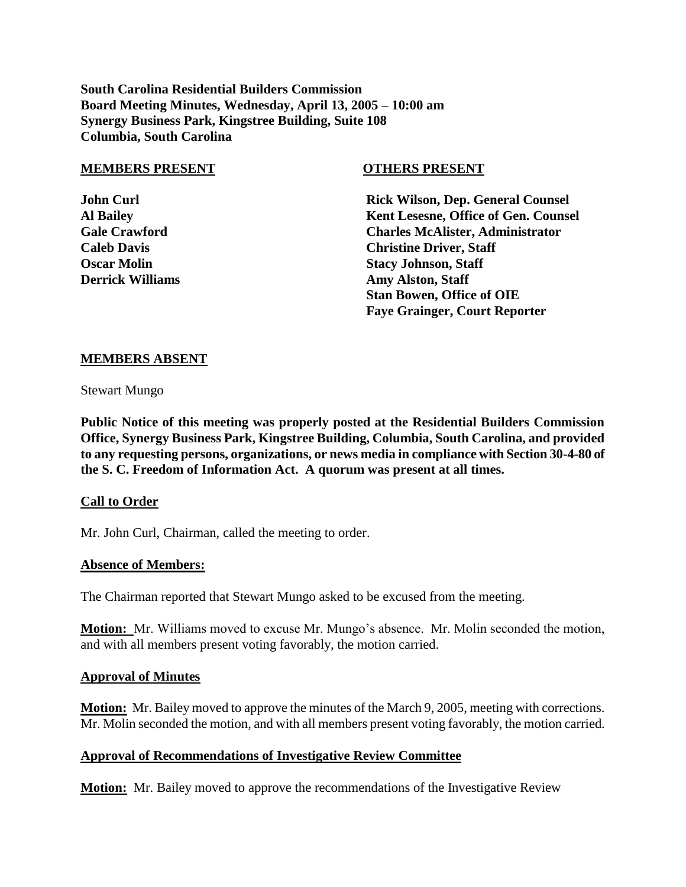**South Carolina Residential Builders Commission**
**Board Meeting Minutes, Wednesday, April 13, 2005 – 10:00 am**
**Synergy Business Park, Kingstree Building, Suite 108**
**Columbia, South Carolina**

| **MEMBERS PRESENT** | **OTHERS PRESENT** |
| --- | --- |
| **John Curl** | **Rick Wilson, Dep. General Counsel** |
| **Al Bailey** | **Kent Lesesne, Office of Gen. Counsel** |
| **Gale Crawford** | **Charles McAlister, Administrator** |
| **Caleb Davis** | **Christine Driver, Staff** |
| **Oscar Molin** | **Stacy Johnson, Staff** |
| **Derrick Williams** | **Amy Alston, Staff** |
| | **Stan Bowen, Office of OIE** |
| | **Faye Grainger, Court Reporter** |

**MEMBERS ABSENT**

Stewart Mungo

**Public Notice of this meeting was properly posted at the Residential Builders Commission Office, Synergy Business Park, Kingstree Building, Columbia, South Carolina, and provided to any requesting persons, organizations, or news media in compliance with Section 30-4-80 of the S. C. Freedom of Information Act. A quorum was present at all times.**

**Call to Order**

Mr. John Curl, Chairman, called the meeting to order.

**Absence of Members:**

The Chairman reported that Stewart Mungo asked to be excused from the meeting.

**Motion:** Mr. Williams moved to excuse Mr. Mungo's absence. Mr. Molin seconded the motion, and with all members present voting favorably, the motion carried.

**Approval of Minutes**

**Motion:** Mr. Bailey moved to approve the minutes of the March 9, 2005, meeting with corrections. Mr. Molin seconded the motion, and with all members present voting favorably, the motion carried.

**Approval of Recommendations of Investigative Review Committee**

**Motion:** Mr. Bailey moved to approve the recommendations of the Investigative Review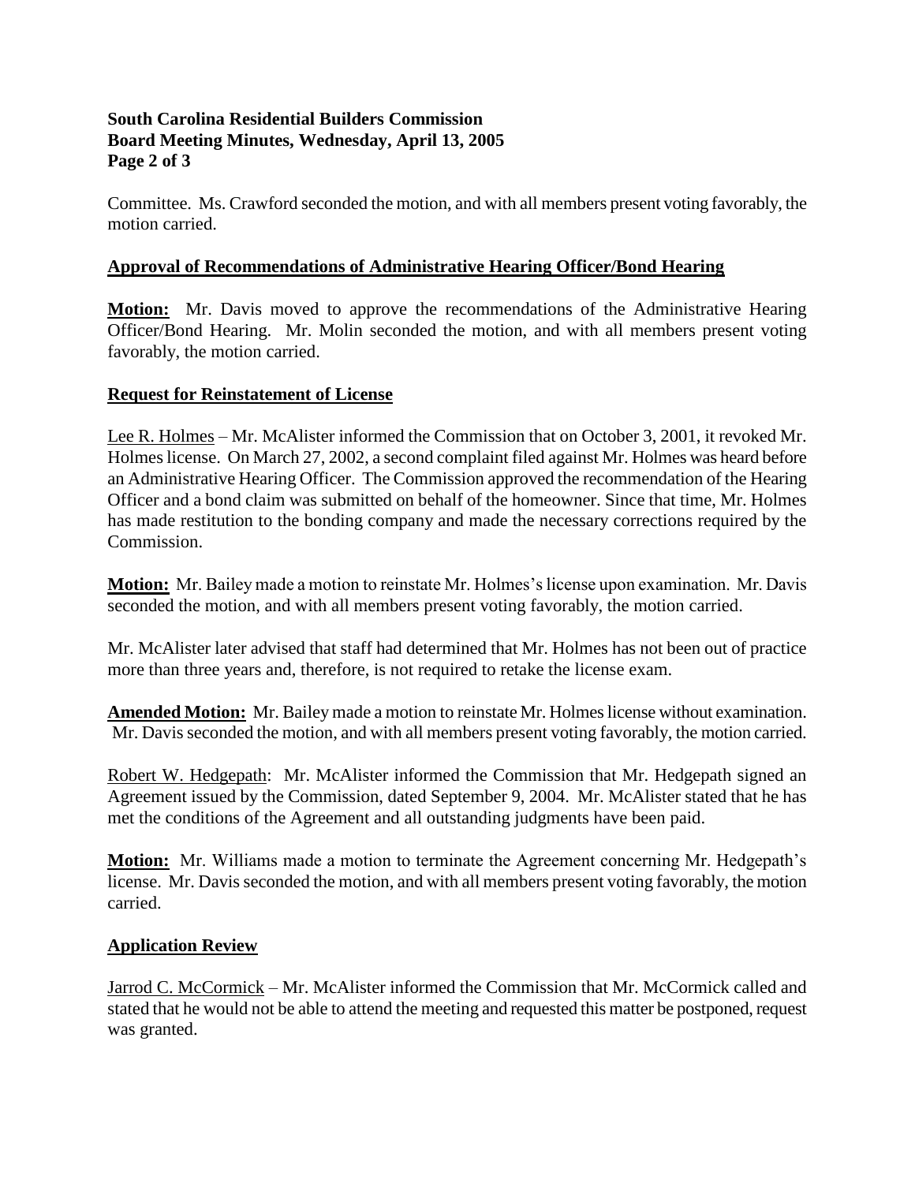Committee. Ms. Crawford seconded the motion, and with all members present voting favorably, the motion carried.

## Approval of Recommendations of Administrative Hearing Officer/Bond Hearing

**Motion:** Mr. Davis moved to approve the recommendations of the Administrative Hearing Officer/Bond Hearing. Mr. Molin seconded the motion, and with all members present voting favorably, the motion carried.

## Request for Reinstatement of License

Lee R. Holmes – Mr. McAlister informed the Commission that on October 3, 2001, it revoked Mr. Holmes license. On March 27, 2002, a second complaint filed against Mr. Holmes was heard before an Administrative Hearing Officer. The Commission approved the recommendation of the Hearing Officer and a bond claim was submitted on behalf of the homeowner. Since that time, Mr. Holmes has made restitution to the bonding company and made the necessary corrections required by the Commission.

**Motion:** Mr. Bailey made a motion to reinstate Mr. Holmes's license upon examination. Mr. Davis seconded the motion, and with all members present voting favorably, the motion carried.

Mr. McAlister later advised that staff had determined that Mr. Holmes has not been out of practice more than three years and, therefore, is not required to retake the license exam.

**Amended Motion:** Mr. Bailey made a motion to reinstate Mr. Holmes license without examination. Mr. Davis seconded the motion, and with all members present voting favorably, the motion carried.

Robert W. Hedgepath: Mr. McAlister informed the Commission that Mr. Hedgepath signed an Agreement issued by the Commission, dated September 9, 2004. Mr. McAlister stated that he has met the conditions of the Agreement and all outstanding judgments have been paid.

**Motion:** Mr. Williams made a motion to terminate the Agreement concerning Mr. Hedgepath's license. Mr. Davis seconded the motion, and with all members present voting favorably, the motion carried.

## Application Review

Jarrod C. McCormick – Mr. McAlister informed the Commission that Mr. McCormick called and stated that he would not be able to attend the meeting and requested this matter be postponed, request was granted.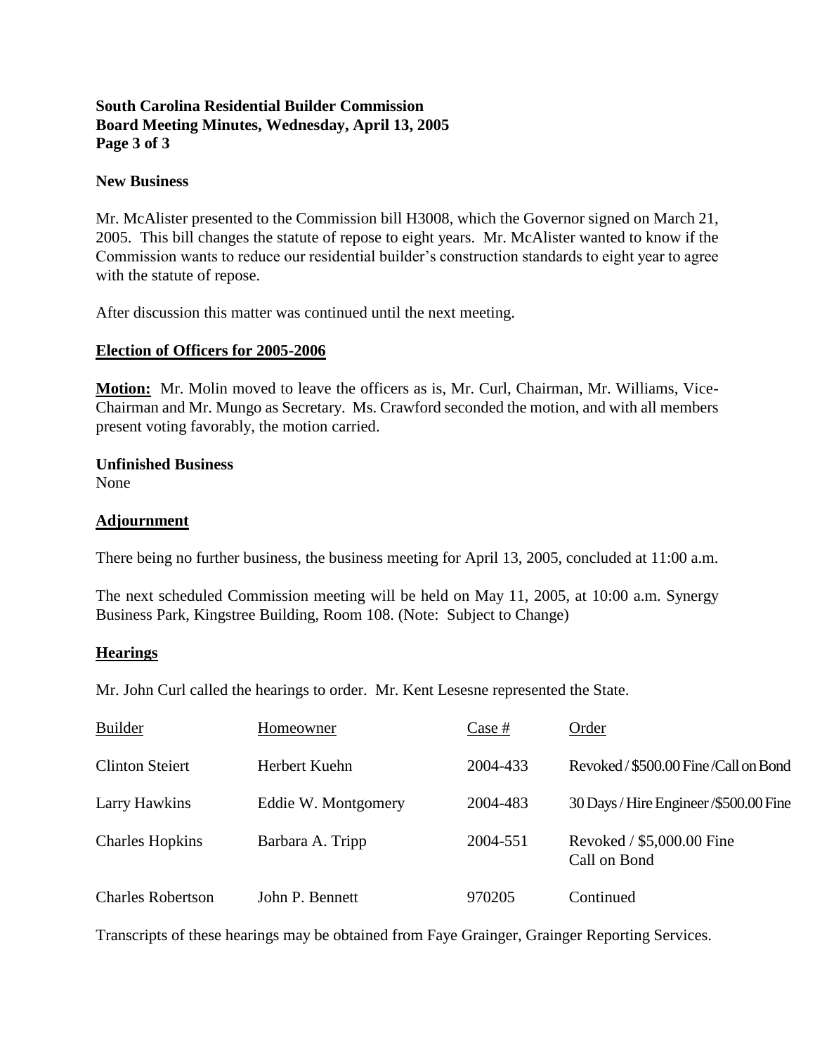**South Carolina Residential Builder Commission**
**Board Meeting Minutes, Wednesday, April 13, 2005**

**New Business**

Mr. McAlister presented to the Commission bill H3008, which the Governor signed on March 21, 2005. This bill changes the statute of repose to eight years. Mr. McAlister wanted to know if the Commission wants to reduce our residential builder's construction standards to eight year to agree with the statute of repose.

After discussion this matter was continued until the next meeting.

**Election of Officers for 2005-2006**

**Motion:** Mr. Molin moved to leave the officers as is, Mr. Curl, Chairman, Mr. Williams, Vice-Chairman and Mr. Mungo as Secretary. Ms. Crawford seconded the motion, and with all members present voting favorably, the motion carried.

**Unfinished Business**

None

**Adjournment**

There being no further business, the business meeting for April 13, 2005, concluded at 11:00 a.m.

The next scheduled Commission meeting will be held on May 11, 2005, at 10:00 a.m. Synergy Business Park, Kingstree Building, Room 108. (Note: Subject to Change)

**Hearings**

Mr. John Curl called the hearings to order. Mr. Kent Lesesne represented the State.

| Builder | Homeowner | Case # | Order |
|---|---|---|---|
| Clinton Steiert | Herbert Kuehn | 2004-433 | Revoked / $500.00 Fine /Call on Bond |
| Larry Hawkins | Eddie W. Montgomery | 2004-483 | 30 Days / Hire Engineer /$500.00 Fine |
| Charles Hopkins | Barbara A. Tripp | 2004-551 | Revoked / $5,000.00 Fine Call on Bond |
| Charles Robertson | John P. Bennett | 970205 | Continued |

Transcripts of these hearings may be obtained from Faye Grainger, Grainger Reporting Services.